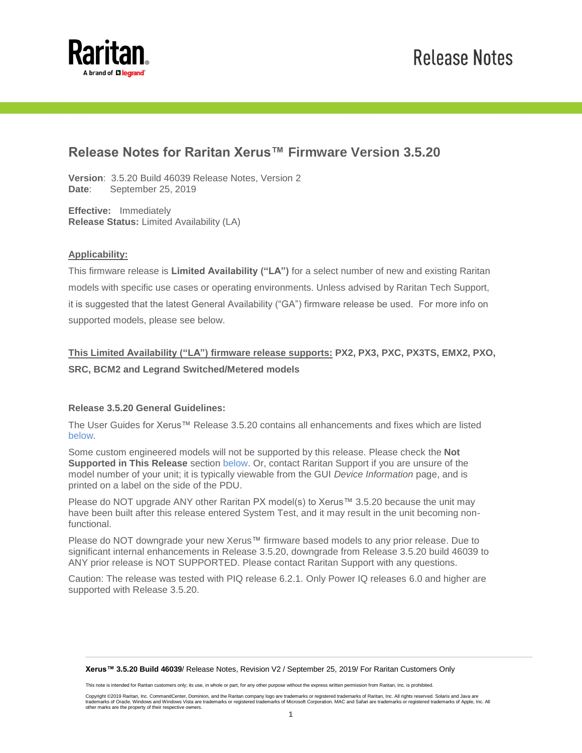Release Notes

# Release Notes for Raritan Xerus™ Firmware Version 3.5.20

**Version**: 3.5.20 Build 46039 Release Notes, Version 2
**Date**: September 25, 2019

**Effective:** Immediately
**Release Status:** Limited Availability (LA)

## Applicability:

This firmware release is **Limited Availability ("LA")** for a select number of new and existing Raritan models with specific use cases or operating environments. Unless advised by Raritan Tech Support, it is suggested that the latest General Availability ("GA") firmware release be used. For more info on supported models, please see below.

**This Limited Availability ("LA") firmware release supports: PX2, PX3, PXC, PX3TS, EMX2, PXO, SRC, BCM2 and Legrand Switched/Metered models**

### Release 3.5.20 General Guidelines:

The User Guides for Xerus™ Release 3.5.20 contains all enhancements and fixes which are listed below.

Some custom engineered models will not be supported by this release. Please check the **Not Supported in This Release** section below. Or, contact Raritan Support if you are unsure of the model number of your unit; it is typically viewable from the GUI *Device Information* page, and is printed on a label on the side of the PDU.

Please do NOT upgrade ANY other Raritan PX model(s) to Xerus™ 3.5.20 because the unit may have been built after this release entered System Test, and it may result in the unit becoming non-functional.

Please do NOT downgrade your new Xerus™ firmware based models to any prior release. Due to significant internal enhancements in Release 3.5.20, downgrade from Release 3.5.20 build 46039 to ANY prior release is NOT SUPPORTED. Please contact Raritan Support with any questions.

Caution: The release was tested with PIQ release 6.2.1. Only Power IQ releases 6.0 and higher are supported with Release 3.5.20.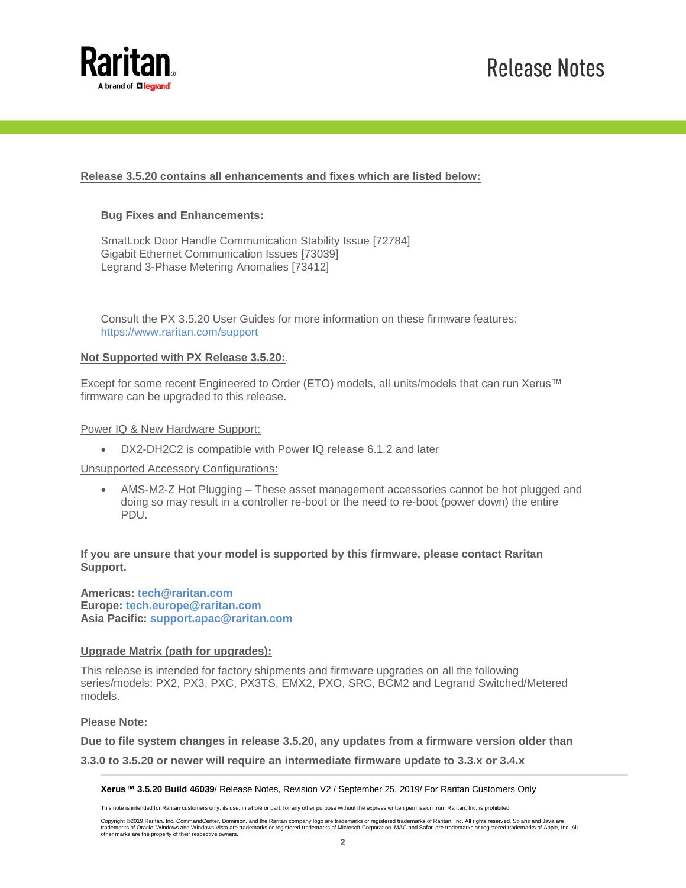**Release 3.5.20 contains all enhancements and fixes which are listed below:**

**Bug Fixes and Enhancements:**

SmatLock Door Handle Communication Stability Issue [72784]
Gigabit Ethernet Communication Issues [73039]
Legrand 3-Phase Metering Anomalies [73412]

Consult the PX 3.5.20 User Guides for more information on these firmware features:
https://www.raritan.com/support

**Not Supported with PX Release 3.5.20:**.

Except for some recent Engineered to Order (ETO) models, all units/models that can run Xerus™ firmware can be upgraded to this release.

Power IQ & New Hardware Support:

- DX2-DH2C2 is compatible with Power IQ release 6.1.2 and later

Unsupported Accessory Configurations:

- AMS-M2-Z Hot Plugging – These asset management accessories cannot be hot plugged and doing so may result in a controller re-boot or the need to re-boot (power down) the entire PDU.

**If you are unsure that your model is supported by this firmware, please contact Raritan Support.**

**Americas: tech@raritan.com**
**Europe: tech.europe@raritan.com**
**Asia Pacific: support.apac@raritan.com**

**Upgrade Matrix (path for upgrades):**

This release is intended for factory shipments and firmware upgrades on all the following series/models: PX2, PX3, PXC, PX3TS, EMX2, PXO, SRC, BCM2 and Legrand Switched/Metered models.

**Please Note:**

**Due to file system changes in release 3.5.20, any updates from a firmware version older than 3.3.0 to 3.5.20 or newer will require an intermediate firmware update to 3.3.x or 3.4.x**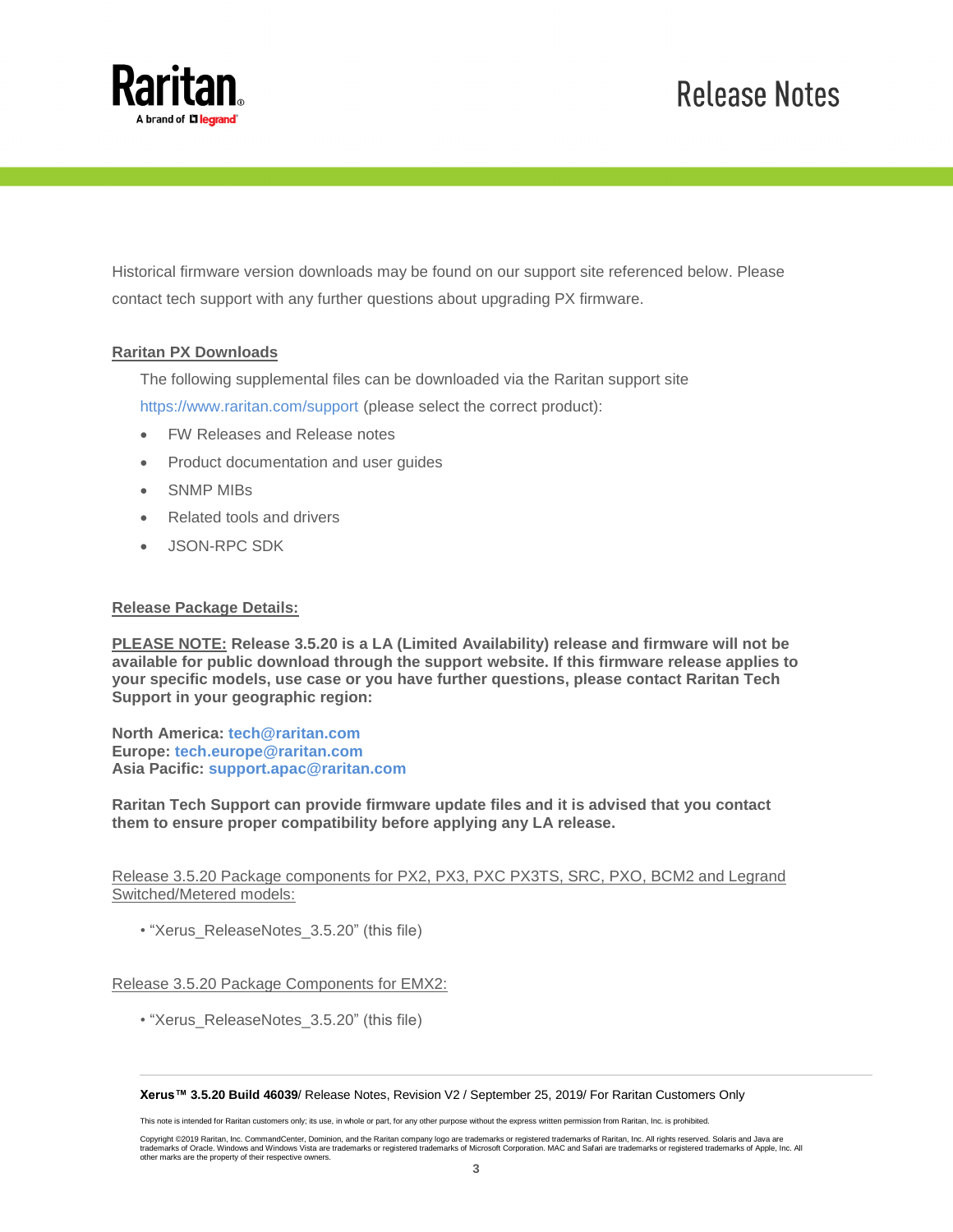Historical firmware version downloads may be found on our support site referenced below. Please contact tech support with any further questions about upgrading PX firmware.

**Raritan PX Downloads**

The following supplemental files can be downloaded via the Raritan support site https://www.raritan.com/support (please select the correct product):

- FW Releases and Release notes
- Product documentation and user guides
- SNMP MIBs
- Related tools and drivers
- JSON-RPC SDK

**Release Package Details:**

**PLEASE NOTE: Release 3.5.20 is a LA (Limited Availability) release and firmware will not be available for public download through the support website. If this firmware release applies to your specific models, use case or you have further questions, please contact Raritan Tech Support in your geographic region:**

**North America: tech@raritan.com**
**Europe: tech.europe@raritan.com**
**Asia Pacific: support.apac@raritan.com**

**Raritan Tech Support can provide firmware update files and it is advised that you contact them to ensure proper compatibility before applying any LA release.**

Release 3.5.20 Package components for PX2, PX3, PXC PX3TS, SRC, PXO, BCM2 and Legrand Switched/Metered models:

- "Xerus_ReleaseNotes_3.5.20" (this file)

Release 3.5.20 Package Components for EMX2:

- "Xerus_ReleaseNotes_3.5.20" (this file)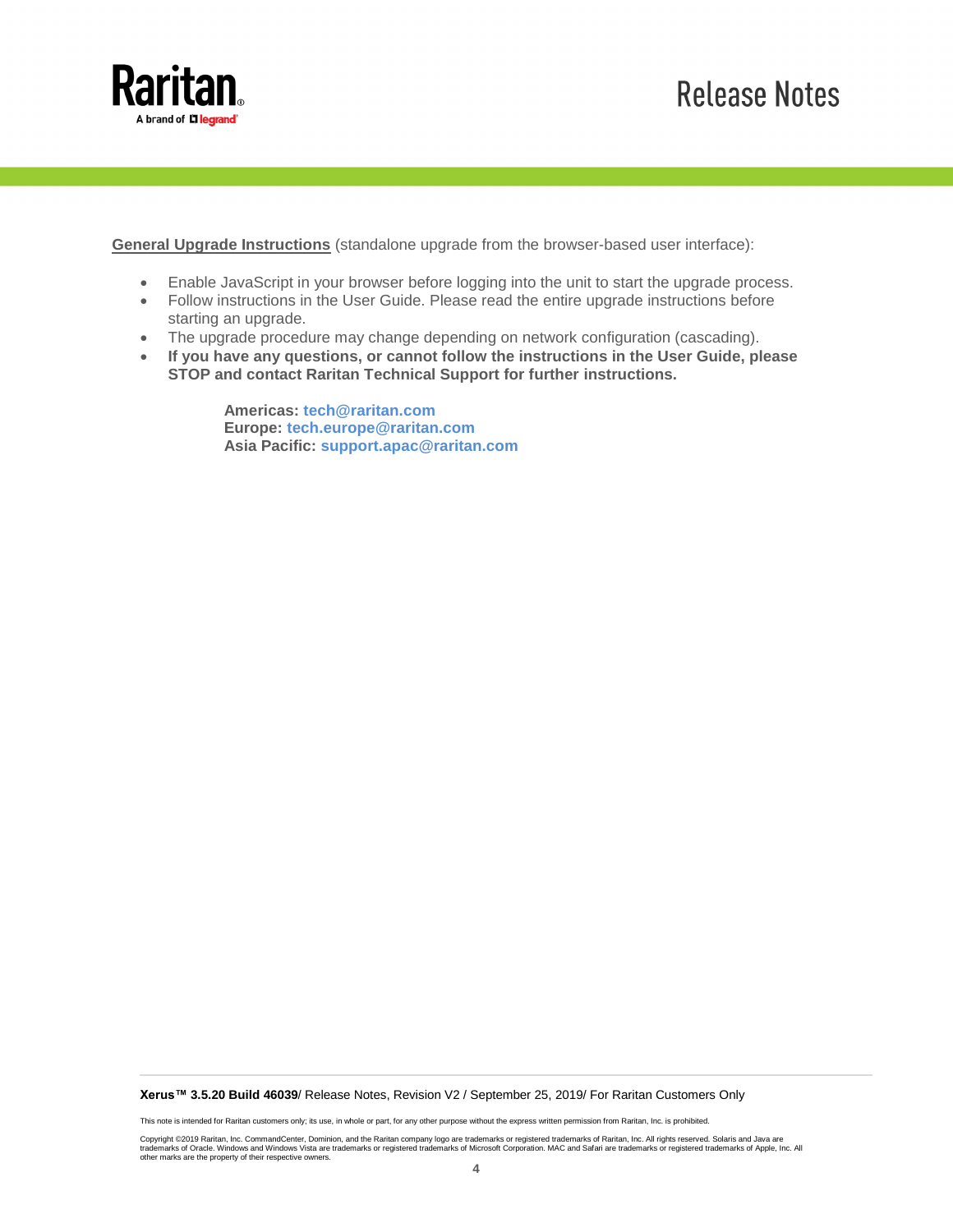**General Upgrade Instructions** (standalone upgrade from the browser-based user interface):

- Enable JavaScript in your browser before logging into the unit to start the upgrade process.
- Follow instructions in the User Guide. Please read the entire upgrade instructions before starting an upgrade.
- The upgrade procedure may change depending on network configuration (cascading).
- **If you have any questions, or cannot follow the instructions in the User Guide, please STOP and contact Raritan Technical Support for further instructions.**

**Americas: tech@raritan.com**
**Europe: tech.europe@raritan.com**
**Asia Pacific: support.apac@raritan.com**